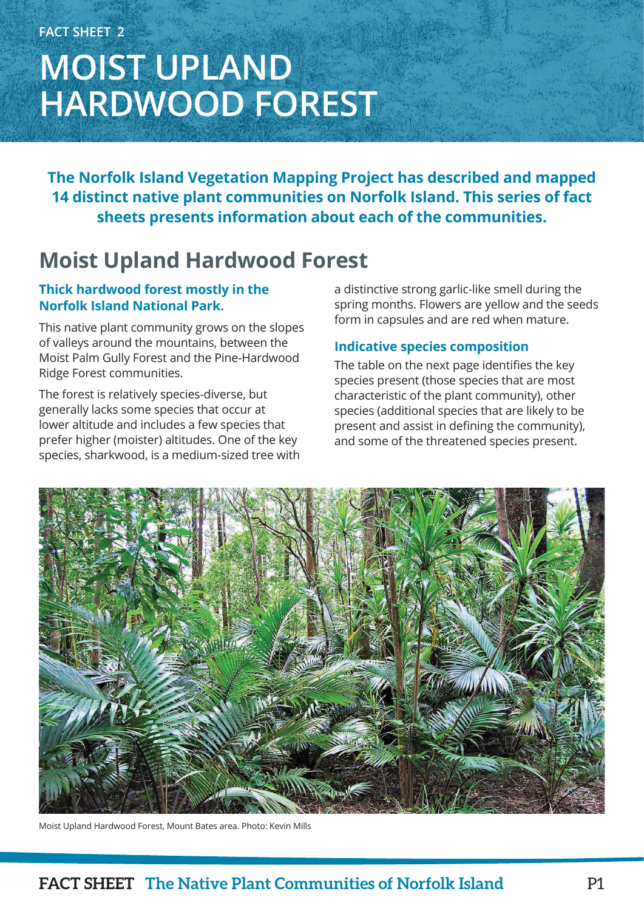FACT SHEET 2

# MOIST UPLAND HARDWOOD FOREST

**The Norfolk Island Vegetation Mapping Project has described and mapped 14 distinct native plant communities on Norfolk Island. This series of fact sheets presents information about each of the communities.**

## Moist Upland Hardwood Forest

### Thick hardwood forest mostly in the Norfolk Island National Park.

This native plant community grows on the slopes of valleys around the mountains, between the Moist Palm Gully Forest and the Pine-Hardwood Ridge Forest communities.

The forest is relatively species-diverse, but generally lacks some species that occur at lower altitude and includes a few species that prefer higher (moister) altitudes. One of the key species, sharkwood, is a medium-sized tree with a distinctive strong garlic-like smell during the spring months. Flowers are yellow and the seeds form in capsules and are red when mature.

### Indicative species composition

The table on the next page identifies the key species present (those species that are most characteristic of the plant community), other species (additional species that are likely to be present and assist in defining the community), and some of the threatened species present.

Moist Upland Hardwood Forest, Mount Bates area. Photo: Kevin Mills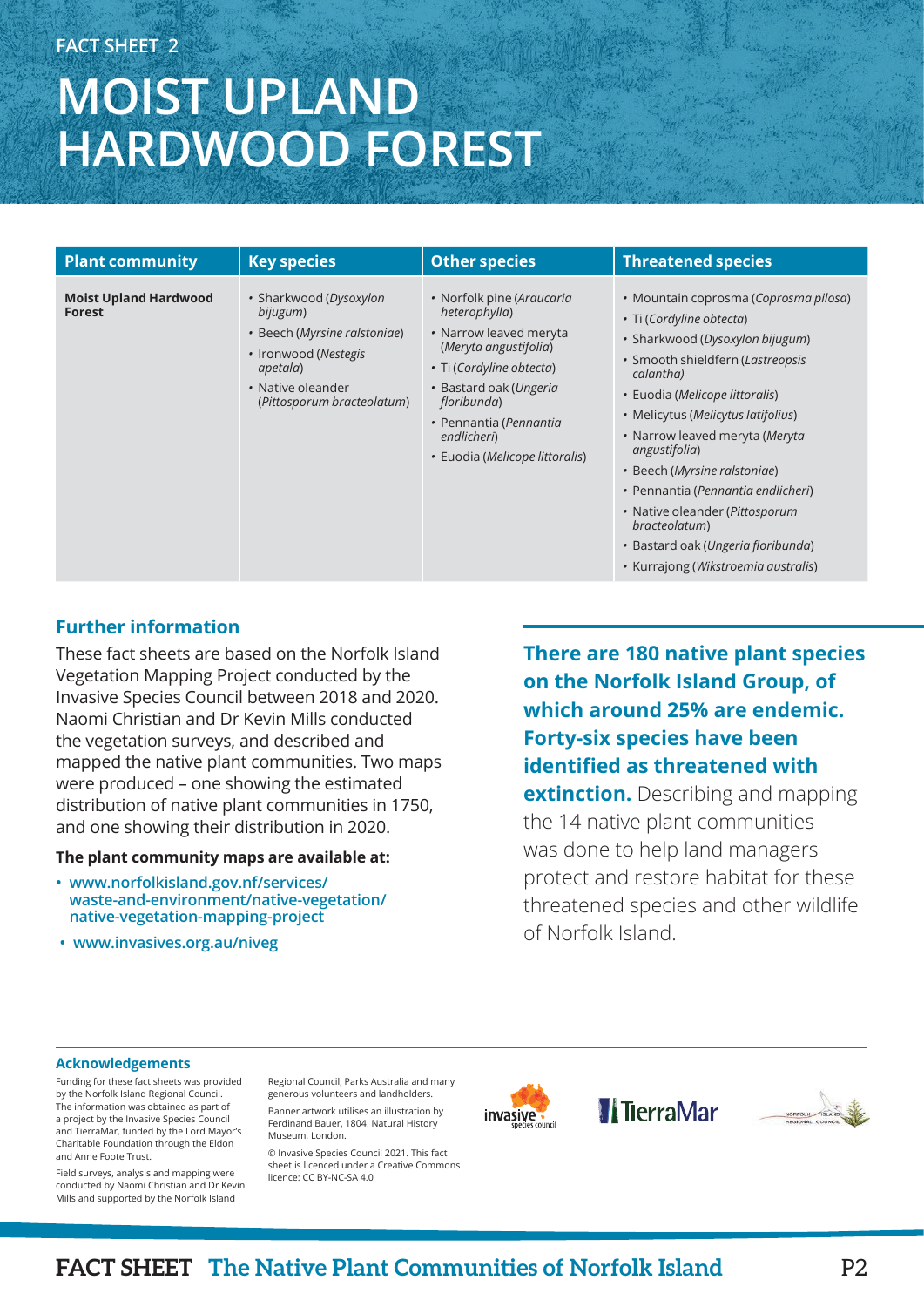FACT SHEET 2

# MOIST UPLAND HARDWOOD FOREST

| Plant community | Key species | Other species | Threatened species |
|---|---|---|---|
| **Moist Upland Hardwood Forest** | • Sharkwood (*Dysoxylon bijugum*)<br>• Beech (*Myrsine ralstoniae*)<br>• Ironwood (*Nestegis apetala*)<br>• Native oleander (*Pittosporum bracteolatum*) | • Norfolk pine (*Araucaria heterophylla*)<br>• Narrow leaved meryta (*Meryta angustifolia*)<br>• Ti (*Cordyline obtecta*)<br>• Bastard oak (*Ungeria floribunda*)<br>• Pennantia (*Pennantia endlicheri*)<br>• Euodia (*Melicope littoralis*) | • Mountain coprosma (*Coprosma pilosa*)<br>• Ti (*Cordyline obtecta*)<br>• Sharkwood (*Dysoxylon bijugum*)<br>• Smooth shieldfern (*Lastreopsis calantha*)<br>• Euodia (*Melicope littoralis*)<br>• Melicytus (*Melicytus latifolius*)<br>• Narrow leaved meryta (*Meryta angustifolia*)<br>• Beech (*Myrsine ralstoniae*)<br>• Pennantia (*Pennantia endlicheri*)<br>• Native oleander (*Pittosporum bracteolatum*)<br>• Bastard oak (*Ungeria floribunda*)<br>• Kurrajong (*Wikstroemia australis*) |

## Further information

These fact sheets are based on the Norfolk Island Vegetation Mapping Project conducted by the Invasive Species Council between 2018 and 2020. Naomi Christian and Dr Kevin Mills conducted the vegetation surveys, and described and mapped the native plant communities. Two maps were produced – one showing the estimated distribution of native plant communities in 1750, and one showing their distribution in 2020.

**The plant community maps are available at:**

- www.norfolkisland.gov.nf/services/waste-and-environment/native-vegetation/native-vegetation-mapping-project
- www.invasives.org.au/niveg

**There are 180 native plant species on the Norfolk Island Group, of which around 25% are endemic. Forty-six species have been identified as threatened with extinction.** Describing and mapping the 14 native plant communities was done to help land managers protect and restore habitat for these threatened species and other wildlife of Norfolk Island.

### Acknowledgements

Funding for these fact sheets was provided by the Norfolk Island Regional Council. The information was obtained as part of a project by the Invasive Species Council and TierraMar, funded by the Lord Mayor's Charitable Foundation through the Eldon and Anne Foote Trust.

Field surveys, analysis and mapping were conducted by Naomi Christian and Dr Kevin Mills and supported by the Norfolk Island Regional Council, Parks Australia and many generous volunteers and landholders.

Banner artwork utilises an illustration by Ferdinand Bauer, 1804. Natural History Museum, London.

© Invasive Species Council 2021. This fact sheet is licenced under a Creative Commons licence: CC BY-NC-SA 4.0

invasive species council | TierraMar | Norfolk Island Regional Council

FACT SHEET The Native Plant Communities of Norfolk Island